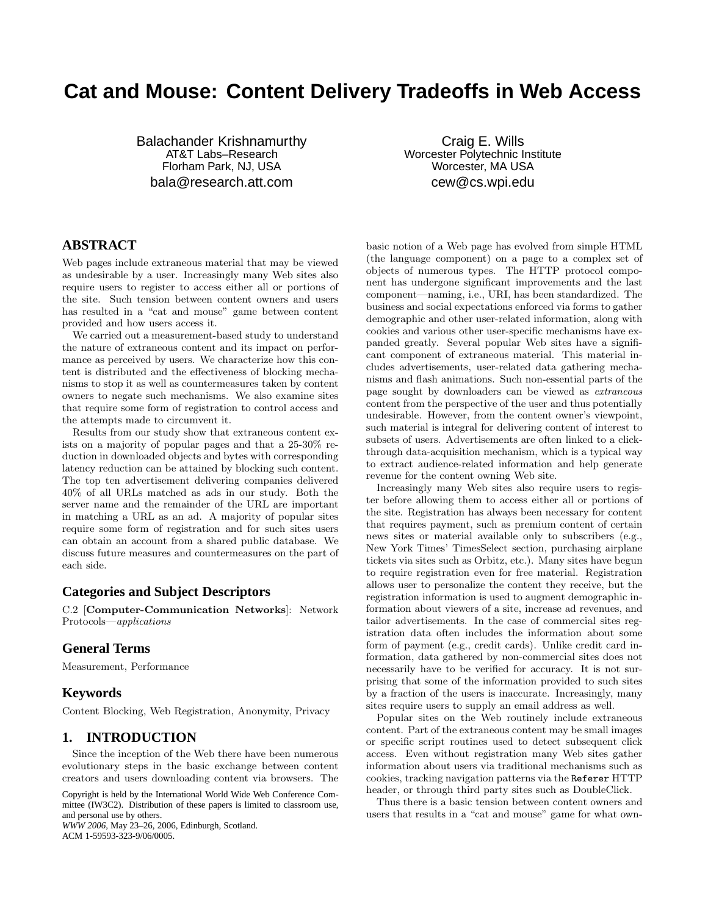# Cat and Mouse: Content Delivery Tradeoffs in Web Access

Balachander Krishnamurthy
AT&T Labs–Research
Florham Park, NJ, USA
bala@research.att.com

Craig E. Wills
Worcester Polytechnic Institute
Worcester, MA USA
cew@cs.wpi.edu

## ABSTRACT

Web pages include extraneous material that may be viewed as undesirable by a user. Increasingly many Web sites also require users to register to access either all or portions of the site. Such tension between content owners and users has resulted in a "cat and mouse" game between content provided and how users access it.

We carried out a measurement-based study to understand the nature of extraneous content and its impact on performance as perceived by users. We characterize how this content is distributed and the effectiveness of blocking mechanisms to stop it as well as countermeasures taken by content owners to negate such mechanisms. We also examine sites that require some form of registration to control access and the attempts made to circumvent it.

Results from our study show that extraneous content exists on a majority of popular pages and that a 25-30% reduction in downloaded objects and bytes with corresponding latency reduction can be attained by blocking such content. The top ten advertisement delivering companies delivered 40% of all URLs matched as ads in our study. Both the server name and the remainder of the URL are important in matching a URL as an ad. A majority of popular sites require some form of registration and for such sites users can obtain an account from a shared public database. We discuss future measures and countermeasures on the part of each side.

## Categories and Subject Descriptors

C.2 [**Computer-Communication Networks**]: Network Protocols—*applications*

## General Terms

Measurement, Performance

## Keywords

Content Blocking, Web Registration, Anonymity, Privacy

## 1. INTRODUCTION

Since the inception of the Web there have been numerous evolutionary steps in the basic exchange between content creators and users downloading content via browsers. The basic notion of a Web page has evolved from simple HTML (the language component) on a page to a complex set of objects of numerous types. The HTTP protocol component has undergone significant improvements and the last component—naming, i.e., URI, has been standardized. The business and social expectations enforced via forms to gather demographic and other user-related information, along with cookies and various other user-specific mechanisms have expanded greatly. Several popular Web sites have a significant component of extraneous material. This material includes advertisements, user-related data gathering mechanisms and flash animations. Such non-essential parts of the page sought by downloaders can be viewed as *extraneous* content from the perspective of the user and thus potentially undesirable. However, from the content owner's viewpoint, such material is integral for delivering content of interest to subsets of users. Advertisements are often linked to a click-through data-acquisition mechanism, which is a typical way to extract audience-related information and help generate revenue for the content owning Web site.

Increasingly many Web sites also require users to register before allowing them to access either all or portions of the site. Registration has always been necessary for content that requires payment, such as premium content of certain news sites or material available only to subscribers (e.g., New York Times' TimesSelect section, purchasing airplane tickets via sites such as Orbitz, etc.). Many sites have begun to require registration even for free material. Registration allows user to personalize the content they receive, but the registration information is used to augment demographic information about viewers of a site, increase ad revenues, and tailor advertisements. In the case of commercial sites registration data often includes the information about some form of payment (e.g., credit cards). Unlike credit card information, data gathered by non-commercial sites does not necessarily have to be verified for accuracy. It is not surprising that some of the information provided to such sites by a fraction of the users is inaccurate. Increasingly, many sites require users to supply an email address as well.

Popular sites on the Web routinely include extraneous content. Part of the extraneous content may be small images or specific script routines used to detect subsequent click access. Even without registration many Web sites gather information about users via traditional mechanisms such as cookies, tracking navigation patterns via the `Referer` HTTP header, or through third party sites such as DoubleClick.

Thus there is a basic tension between content owners and users that results in a "cat and mouse" game for what own-

Copyright is held by the International World Wide Web Conference Committee (IW3C2). Distribution of these papers is limited to classroom use, and personal use by others.
*WWW 2006*, May 23–26, 2006, Edinburgh, Scotland.
ACM 1-59593-323-9/06/0005.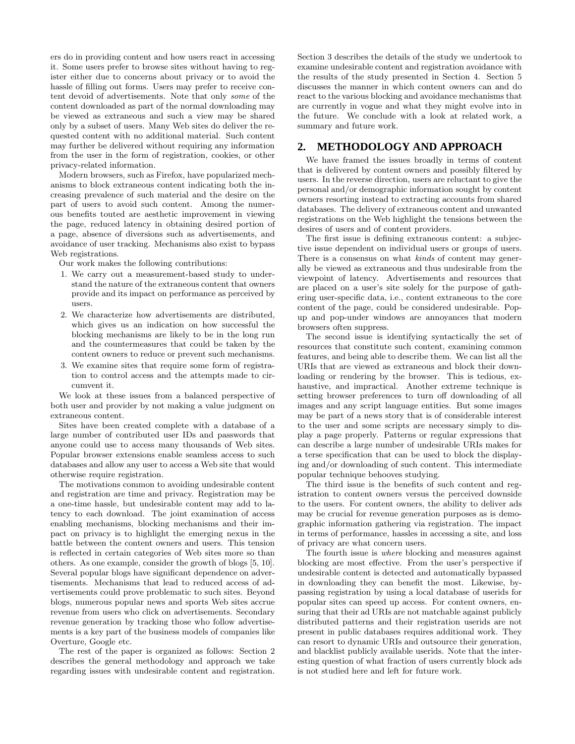ers do in providing content and how users react in accessing it. Some users prefer to browse sites without having to register either due to concerns about privacy or to avoid the hassle of filling out forms. Users may prefer to receive content devoid of advertisements. Note that only *some* of the content downloaded as part of the normal downloading may be viewed as extraneous and such a view may be shared only by a subset of users. Many Web sites do deliver the requested content with no additional material. Such content may further be delivered without requiring any information from the user in the form of registration, cookies, or other privacy-related information.

Modern browsers, such as Firefox, have popularized mechanisms to block extraneous content indicating both the increasing prevalence of such material and the desire on the part of users to avoid such content. Among the numerous benefits touted are aesthetic improvement in viewing the page, reduced latency in obtaining desired portion of a page, absence of diversions such as advertisements, and avoidance of user tracking. Mechanisms also exist to bypass Web registrations.

Our work makes the following contributions:

1. We carry out a measurement-based study to understand the nature of the extraneous content that owners provide and its impact on performance as perceived by users.
2. We characterize how advertisements are distributed, which gives us an indication on how successful the blocking mechanisms are likely to be in the long run and the countermeasures that could be taken by the content owners to reduce or prevent such mechanisms.
3. We examine sites that require some form of registration to control access and the attempts made to circumvent it.

We look at these issues from a balanced perspective of both user and provider by not making a value judgment on extraneous content.

Sites have been created complete with a database of a large number of contributed user IDs and passwords that anyone could use to access many thousands of Web sites. Popular browser extensions enable seamless access to such databases and allow any user to access a Web site that would otherwise require registration.

The motivations common to avoiding undesirable content and registration are time and privacy. Registration may be a one-time hassle, but undesirable content may add to latency to each download. The joint examination of access enabling mechanisms, blocking mechanisms and their impact on privacy is to highlight the emerging nexus in the battle between the content owners and users. This tension is reflected in certain categories of Web sites more so than others. As one example, consider the growth of blogs [5, 10]. Several popular blogs have significant dependence on advertisements. Mechanisms that lead to reduced access of advertisements could prove problematic to such sites. Beyond blogs, numerous popular news and sports Web sites accrue revenue from users who click on advertisements. Secondary revenue generation by tracking those who follow advertisements is a key part of the business models of companies like Overture, Google etc.

The rest of the paper is organized as follows: Section 2 describes the general methodology and approach we take regarding issues with undesirable content and registration. Section 3 describes the details of the study we undertook to examine undesirable content and registration avoidance with the results of the study presented in Section 4. Section 5 discusses the manner in which content owners can and do react to the various blocking and avoidance mechanisms that are currently in vogue and what they might evolve into in the future. We conclude with a look at related work, a summary and future work.

## 2. METHODOLOGY AND APPROACH

We have framed the issues broadly in terms of content that is delivered by content owners and possibly filtered by users. In the reverse direction, users are reluctant to give the personal and/or demographic information sought by content owners resorting instead to extracting accounts from shared databases. The delivery of extraneous content and unwanted registrations on the Web highlight the tensions between the desires of users and of content providers.

The first issue is defining extraneous content: a subjective issue dependent on individual users or groups of users. There is a consensus on what *kinds* of content may generally be viewed as extraneous and thus undesirable from the viewpoint of latency. Advertisements and resources that are placed on a user's site solely for the purpose of gathering user-specific data, i.e., content extraneous to the core content of the page, could be considered undesirable. Pop-up and pop-under windows are annoyances that modern browsers often suppress.

The second issue is identifying syntactically the set of resources that constitute such content, examining common features, and being able to describe them. We can list all the URIs that are viewed as extraneous and block their downloading or rendering by the browser. This is tedious, exhaustive, and impractical. Another extreme technique is setting browser preferences to turn off downloading of all images and any script language entities. But some images may be part of a news story that is of considerable interest to the user and some scripts are necessary simply to display a page properly. Patterns or regular expressions that can describe a large number of undesirable URIs makes for a terse specification that can be used to block the displaying and/or downloading of such content. This intermediate popular technique behooves studying.

The third issue is the benefits of such content and registration to content owners versus the perceived downside to the users. For content owners, the ability to deliver ads may be crucial for revenue generation purposes as is demographic information gathering via registration. The impact in terms of performance, hassles in accessing a site, and loss of privacy are what concern users.

The fourth issue is *where* blocking and measures against blocking are most effective. From the user's perspective if undesirable content is detected and automatically bypassed in downloading they can benefit the most. Likewise, bypassing registration by using a local database of userids for popular sites can speed up access. For content owners, ensuring that their ad URIs are not matchable against publicly distributed patterns and their registration userids are not present in public databases requires additional work. They can resort to dynamic URIs and outsource their generation, and blacklist publicly available userids. Note that the interesting question of what fraction of users currently block ads is not studied here and left for future work.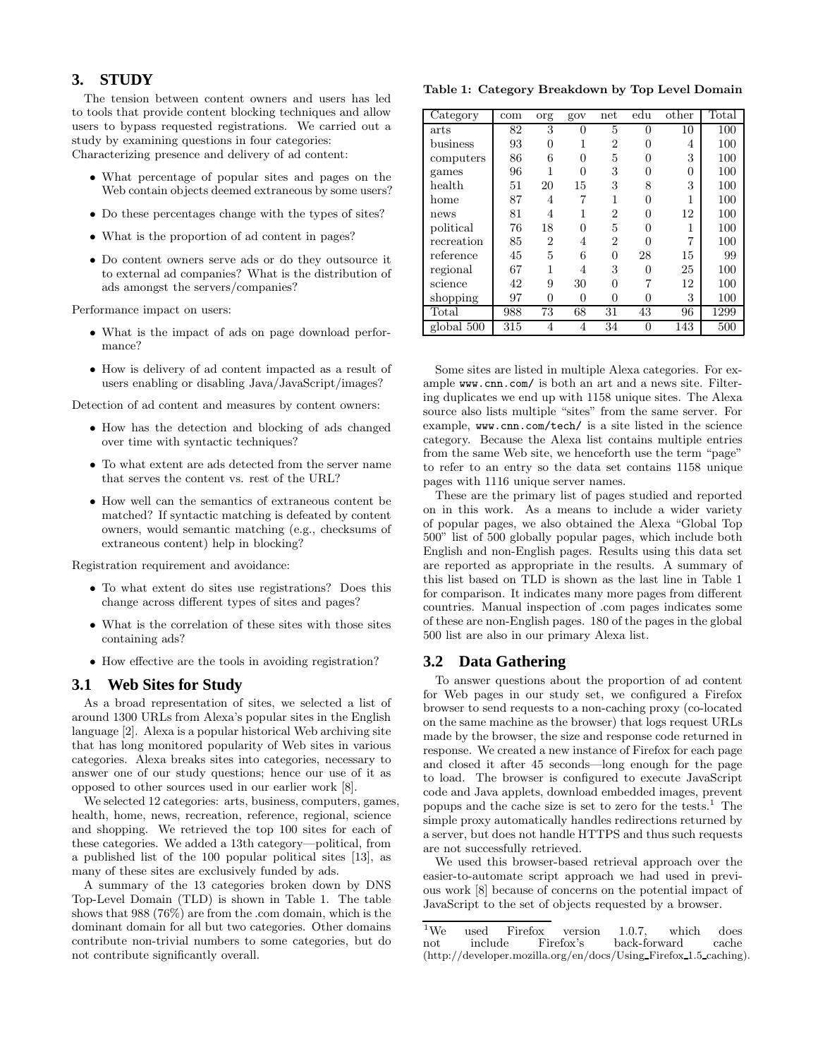# 3. STUDY

The tension between content owners and users has led to tools that provide content blocking techniques and allow users to bypass requested registrations. We carried out a study by examining questions in four categories:

Characterizing presence and delivery of ad content:

- What percentage of popular sites and pages on the Web contain objects deemed extraneous by some users?
- Do these percentages change with the types of sites?
- What is the proportion of ad content in pages?
- Do content owners serve ads or do they outsource it to external ad companies? What is the distribution of ads amongst the servers/companies?

Performance impact on users:

- What is the impact of ads on page download performance?
- How is delivery of ad content impacted as a result of users enabling or disabling Java/JavaScript/images?

Detection of ad content and measures by content owners:

- How has the detection and blocking of ads changed over time with syntactic techniques?
- To what extent are ads detected from the server name that serves the content vs. rest of the URL?
- How well can the semantics of extraneous content be matched? If syntactic matching is defeated by content owners, would semantic matching (e.g., checksums of extraneous content) help in blocking?

Registration requirement and avoidance:

- To what extent do sites use registrations? Does this change across different types of sites and pages?
- What is the correlation of these sites with those sites containing ads?
- How effective are the tools in avoiding registration?

## 3.1 Web Sites for Study

As a broad representation of sites, we selected a list of around 1300 URLs from Alexa's popular sites in the English language [2]. Alexa is a popular historical Web archiving site that has long monitored popularity of Web sites in various categories. Alexa breaks sites into categories, necessary to answer one of our study questions; hence our use of it as opposed to other sources used in our earlier work [8].

We selected 12 categories: arts, business, computers, games, health, home, news, recreation, reference, regional, science and shopping. We retrieved the top 100 sites for each of these categories. We added a 13th category—political, from a published list of the 100 popular political sites [13], as many of these sites are exclusively funded by ads.

A summary of the 13 categories broken down by DNS Top-Level Domain (TLD) is shown in Table 1. The table shows that 988 (76%) are from the .com domain, which is the dominant domain for all but two categories. Other domains contribute non-trivial numbers to some categories, but do not contribute significantly overall.

**Table 1: Category Breakdown by Top Level Domain**

| Category | com | org | gov | net | edu | other | Total |
|---|---|---|---|---|---|---|---|
| arts | 82 | 3 | 0 | 5 | 0 | 10 | 100 |
| business | 93 | 0 | 1 | 2 | 0 | 4 | 100 |
| computers | 86 | 6 | 0 | 5 | 0 | 3 | 100 |
| games | 96 | 1 | 0 | 3 | 0 | 0 | 100 |
| health | 51 | 20 | 15 | 3 | 8 | 3 | 100 |
| home | 87 | 4 | 7 | 1 | 0 | 1 | 100 |
| news | 81 | 4 | 1 | 2 | 0 | 12 | 100 |
| political | 76 | 18 | 0 | 5 | 0 | 1 | 100 |
| recreation | 85 | 2 | 4 | 2 | 0 | 7 | 100 |
| reference | 45 | 5 | 6 | 0 | 28 | 15 | 99 |
| regional | 67 | 1 | 4 | 3 | 0 | 25 | 100 |
| science | 42 | 9 | 30 | 0 | 7 | 12 | 100 |
| shopping | 97 | 0 | 0 | 0 | 0 | 3 | 100 |
| Total | 988 | 73 | 68 | 31 | 43 | 96 | 1299 |
| global 500 | 315 | 4 | 4 | 34 | 0 | 143 | 500 |

Some sites are listed in multiple Alexa categories. For example `www.cnn.com/` is both an art and a news site. Filtering duplicates we end up with 1158 unique sites. The Alexa source also lists multiple "sites" from the same server. For example, `www.cnn.com/tech/` is a site listed in the science category. Because the Alexa list contains multiple entries from the same Web site, we henceforth use the term "page" to refer to an entry so the data set contains 1158 unique pages with 1116 unique server names.

These are the primary list of pages studied and reported on in this work. As a means to include a wider variety of popular pages, we also obtained the Alexa "Global Top 500" list of 500 globally popular pages, which include both English and non-English pages. Results using this data set are reported as appropriate in the results. A summary of this list based on TLD is shown as the last line in Table 1 for comparison. It indicates many more pages from different countries. Manual inspection of .com pages indicates some of these are non-English pages. 180 of the pages in the global 500 list are also in our primary Alexa list.

## 3.2 Data Gathering

To answer questions about the proportion of ad content for Web pages in our study set, we configured a Firefox browser to send requests to a non-caching proxy (co-located on the same machine as the browser) that logs request URLs made by the browser, the size and response code returned in response. We created a new instance of Firefox for each page and closed it after 45 seconds—long enough for the page to load. The browser is configured to execute JavaScript code and Java applets, download embedded images, prevent popups and the cache size is set to zero for the tests.[1] The simple proxy automatically handles redirections returned by a server, but does not handle HTTPS and thus such requests are not successfully retrieved.

We used this browser-based retrieval approach over the easier-to-automate script approach we had used in previous work [8] because of concerns on the potential impact of JavaScript to the set of objects requested by a browser.

[1] We used Firefox version 1.0.7, which does not include Firefox's back-forward cache (http://developer.mozilla.org/en/docs/Using_Firefox_1.5_caching).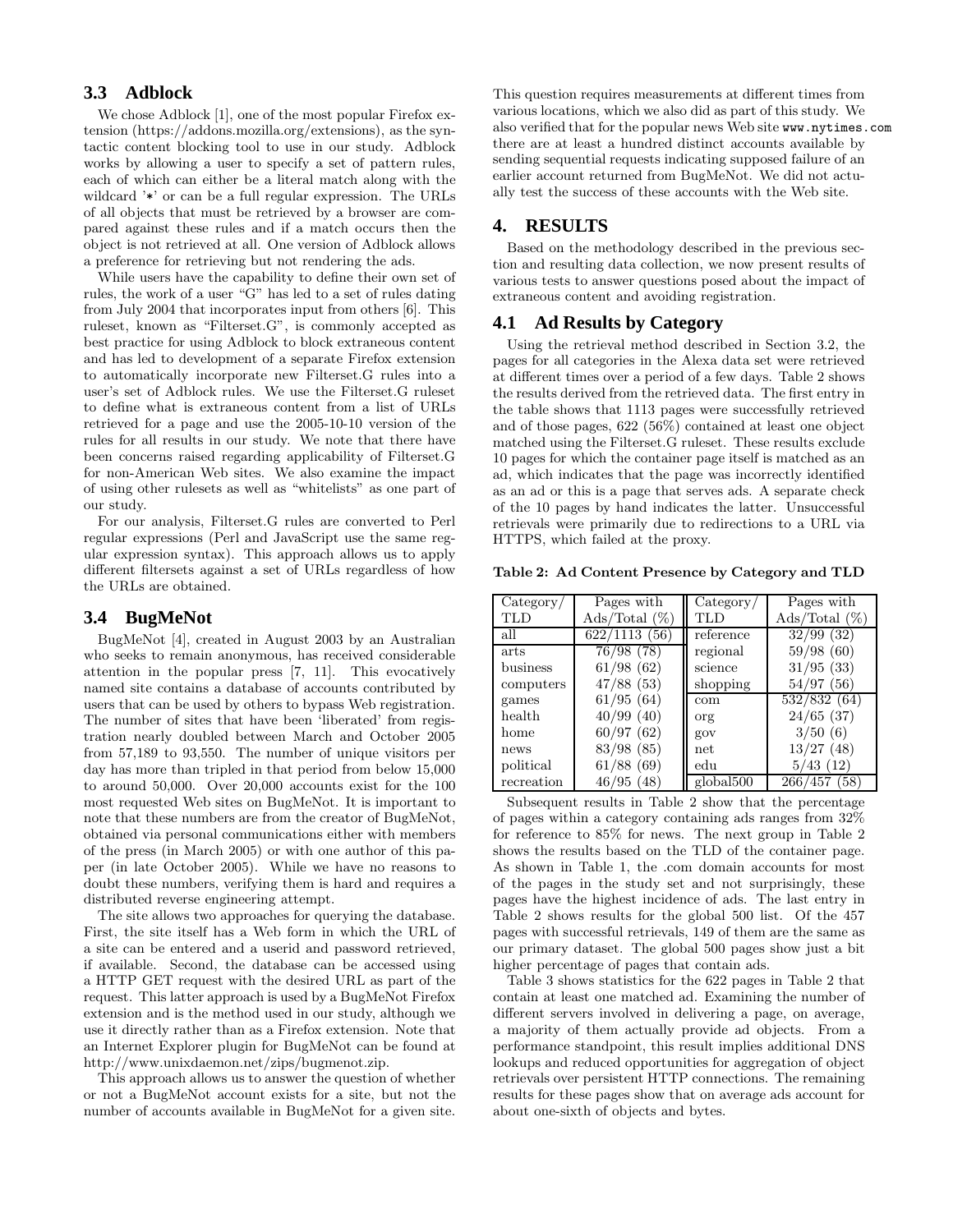### 3.3 Adblock

We chose Adblock [1], one of the most popular Firefox extension (https://addons.mozilla.org/extensions), as the syntactic content blocking tool to use in our study. Adblock works by allowing a user to specify a set of pattern rules, each of which can either be a literal match along with the wildcard '*' or can be a full regular expression. The URLs of all objects that must be retrieved by a browser are compared against these rules and if a match occurs then the object is not retrieved at all. One version of Adblock allows a preference for retrieving but not rendering the ads.

While users have the capability to define their own set of rules, the work of a user "G" has led to a set of rules dating from July 2004 that incorporates input from others [6]. This ruleset, known as "Filterset.G", is commonly accepted as best practice for using Adblock to block extraneous content and has led to development of a separate Firefox extension to automatically incorporate new Filterset.G rules into a user's set of Adblock rules. We use the Filterset.G ruleset to define what is extraneous content from a list of URLs retrieved for a page and use the 2005-10-10 version of the rules for all results in our study. We note that there have been concerns raised regarding applicability of Filterset.G for non-American Web sites. We also examine the impact of using other rulesets as well as "whitelists" as one part of our study.

For our analysis, Filterset.G rules are converted to Perl regular expressions (Perl and JavaScript use the same regular expression syntax). This approach allows us to apply different filtersets against a set of URLs regardless of how the URLs are obtained.

### 3.4 BugMeNot

BugMeNot [4], created in August 2003 by an Australian who seeks to remain anonymous, has received considerable attention in the popular press [7, 11]. This evocatively named site contains a database of accounts contributed by users that can be used by others to bypass Web registration. The number of sites that have been 'liberated' from registration nearly doubled between March and October 2005 from 57,189 to 93,550. The number of unique visitors per day has more than tripled in that period from below 15,000 to around 50,000. Over 20,000 accounts exist for the 100 most requested Web sites on BugMeNot. It is important to note that these numbers are from the creator of BugMeNot, obtained via personal communications either with members of the press (in March 2005) or with one author of this paper (in late October 2005). While we have no reasons to doubt these numbers, verifying them is hard and requires a distributed reverse engineering attempt.

The site allows two approaches for querying the database. First, the site itself has a Web form in which the URL of a site can be entered and a userid and password retrieved, if available. Second, the database can be accessed using a HTTP GET request with the desired URL as part of the request. This latter approach is used by a BugMeNot Firefox extension and is the method used in our study, although we use it directly rather than as a Firefox extension. Note that an Internet Explorer plugin for BugMeNot can be found at http://www.unixdaemon.net/zips/bugmenot.zip.

This approach allows us to answer the question of whether or not a BugMeNot account exists for a site, but not the number of accounts available in BugMeNot for a given site. This question requires measurements at different times from various locations, which we also did as part of this study. We also verified that for the popular news Web site www.nytimes.com there are at least a hundred distinct accounts available by sending sequential requests indicating supposed failure of an earlier account returned from BugMeNot. We did not actually test the success of these accounts with the Web site.

## 4. RESULTS

Based on the methodology described in the previous section and resulting data collection, we now present results of various tests to answer questions posed about the impact of extraneous content and avoiding registration.

### 4.1 Ad Results by Category

Using the retrieval method described in Section 3.2, the pages for all categories in the Alexa data set were retrieved at different times over a period of a few days. Table 2 shows the results derived from the retrieved data. The first entry in the table shows that 1113 pages were successfully retrieved and of those pages, 622 (56%) contained at least one object matched using the Filterset.G ruleset. These results exclude 10 pages for which the container page itself is matched as an ad, which indicates that the page was incorrectly identified as an ad or this is a page that serves ads. A separate check of the 10 pages by hand indicates the latter. Unsuccessful retrievals were primarily due to redirections to a URL via HTTPS, which failed at the proxy.

**Table 2: Ad Content Presence by Category and TLD**

| Category/ TLD | Pages with Ads/Total (%) | Category/ TLD | Pages with Ads/Total (%) |
|---|---|---|---|
| all | 622/1113 (56) | reference | 32/99 (32) |
| arts | 76/98 (78) | regional | 59/98 (60) |
| business | 61/98 (62) | science | 31/95 (33) |
| computers | 47/88 (53) | shopping | 54/97 (56) |
| games | 61/95 (64) | com | 532/832 (64) |
| health | 40/99 (40) | org | 24/65 (37) |
| home | 60/97 (62) | gov | 3/50 (6) |
| news | 83/98 (85) | net | 13/27 (48) |
| political | 61/88 (69) | edu | 5/43 (12) |
| recreation | 46/95 (48) | global500 | 266/457 (58) |

Subsequent results in Table 2 show that the percentage of pages within a category containing ads ranges from 32% for reference to 85% for news. The next group in Table 2 shows the results based on the TLD of the container page. As shown in Table 1, the .com domain accounts for most of the pages in the study set and not surprisingly, these pages have the highest incidence of ads. The last entry in Table 2 shows results for the global 500 list. Of the 457 pages with successful retrievals, 149 of them are the same as our primary dataset. The global 500 pages show just a bit higher percentage of pages that contain ads.

Table 3 shows statistics for the 622 pages in Table 2 that contain at least one matched ad. Examining the number of different servers involved in delivering a page, on average, a majority of them actually provide ad objects. From a performance standpoint, this result implies additional DNS lookups and reduced opportunities for aggregation of object retrievals over persistent HTTP connections. The remaining results for these pages show that on average ads account for about one-sixth of objects and bytes.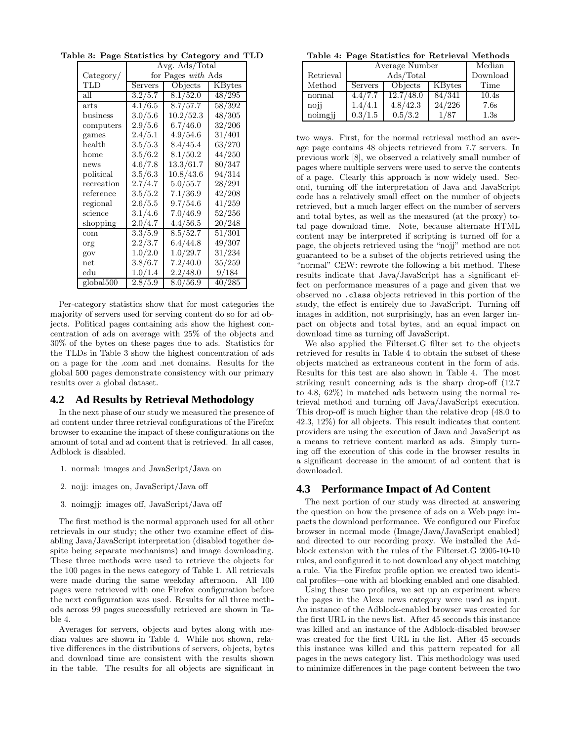**Table 3: Page Statistics by Category and TLD**

| Category/ TLD | Avg. Ads/Total for Pages *with* Ads | | |
|---|---|---|---|
| | Servers | Objects | KBytes |
| all | 3.2/5.7 | 8.1/52.0 | 48/295 |
| arts | 4.1/6.5 | 8.7/57.7 | 58/392 |
| business | 3.0/5.6 | 10.2/52.3 | 48/305 |
| computers | 2.9/5.6 | 6.7/46.0 | 32/206 |
| games | 2.4/5.1 | 4.9/54.6 | 31/401 |
| health | 3.5/5.3 | 8.4/45.4 | 63/270 |
| home | 3.5/6.2 | 8.1/50.2 | 44/250 |
| news | 4.6/7.8 | 13.3/61.7 | 80/347 |
| political | 3.5/6.3 | 10.8/43.6 | 94/314 |
| recreation | 2.7/4.7 | 5.0/55.7 | 28/291 |
| reference | 3.5/5.2 | 7.1/36.9 | 42/208 |
| regional | 2.6/5.5 | 9.7/54.6 | 41/259 |
| science | 3.1/4.6 | 7.0/46.9 | 52/256 |
| shopping | 2.0/4.7 | 4.4/56.5 | 20/248 |
| com | 3.3/5.9 | 8.5/52.7 | 51/301 |
| org | 2.2/3.7 | 6.4/44.8 | 49/307 |
| gov | 1.0/2.0 | 1.0/29.7 | 31/234 |
| net | 3.8/6.7 | 7.2/40.0 | 35/259 |
| edu | 1.0/1.4 | 2.2/48.0 | 9/184 |
| global500 | 2.8/5.9 | 8.0/56.9 | 40/285 |

Per-category statistics show that for most categories the majority of servers used for serving content do so for ad objects. Political pages containing ads show the highest concentration of ads on average with 25% of the objects and 30% of the bytes on these pages due to ads. Statistics for the TLDs in Table 3 show the highest concentration of ads on a page for the .com and .net domains. Results for the global 500 pages demonstrate consistency with our primary results over a global dataset.

## 4.2 Ad Results by Retrieval Methodology

In the next phase of our study we measured the presence of ad content under three retrieval configurations of the Firefox browser to examine the impact of these configurations on the amount of total and ad content that is retrieved. In all cases, Adblock is disabled.

1. normal: images and JavaScript/Java on
2. nojj: images on, JavaScript/Java off
3. noimgjj: images off, JavaScript/Java off

The first method is the normal approach used for all other retrievals in our study; the other two examine effect of disabling Java/JavaScript interpretation (disabled together despite being separate mechanisms) and image downloading. These three methods were used to retrieve the objects for the 100 pages in the news category of Table 1. All retrievals were made during the same weekday afternoon. All 100 pages were retrieved with one Firefox configuration before the next configuration was used. Results for all three methods across 99 pages successfully retrieved are shown in Table 4.

Averages for servers, objects and bytes along with median values are shown in Table 4. While not shown, relative differences in the distributions of servers, objects, bytes and download time are consistent with the results shown in the table. The results for all objects are significant in two ways. First, for the normal retrieval method an average page contains 48 objects retrieved from 7.7 servers. In previous work [8], we observed a relatively small number of pages where multiple servers were used to serve the contents of a page. Clearly this approach is now widely used. Second, turning off the interpretation of Java and JavaScript code has a relatively small effect on the number of objects retrieved, but a much larger effect on the number of servers and total bytes, as well as the measured (at the proxy) total page download time. Note, because alternate HTML content may be interpreted if scripting is turned off for a page, the objects retrieved using the "nojj" method are not guaranteed to be a subset of the objects retrieved using the "normal" CEW: rewrote the following a bit method. These results indicate that Java/JavaScript has a significant effect on performance measures of a page and given that we observed no `.class` objects retrieved in this portion of the study, the effect is entirely due to JavaScript. Turning off images in addition, not surprisingly, has an even larger impact on objects and total bytes, and an equal impact on download time as turning off JavaScript.

**Table 4: Page Statistics for Retrieval Methods**

| Retrieval Method | Average Number Ads/Total | | | Median Download Time |
|---|---|---|---|---|
| | Servers | Objects | KBytes | |
| normal | 4.4/7.7 | 12.7/48.0 | 84/341 | 10.4s |
| nojj | 1.4/4.1 | 4.8/42.3 | 24/226 | 7.6s |
| noimgjj | 0.3/1.5 | 0.5/3.2 | 1/87 | 1.3s |

We also applied the Filterset.G filter set to the objects retrieved for results in Table 4 to obtain the subset of these objects matched as extraneous content in the form of ads. Results for this test are also shown in Table 4. The most striking result concerning ads is the sharp drop-off (12.7 to 4.8, 62%) in matched ads between using the normal retrieval method and turning off Java/JavaScript execution. This drop-off is much higher than the relative drop (48.0 to 42.3, 12%) for all objects. This result indicates that content providers are using the execution of Java and JavaScript as a means to retrieve content marked as ads. Simply turning off the execution of this code in the browser results in a significant decrease in the amount of ad content that is downloaded.

## 4.3 Performance Impact of Ad Content

The next portion of our study was directed at answering the question on how the presence of ads on a Web page impacts the download performance. We configured our Firefox browser in normal mode (Image/Java/JavaScript enabled) and directed to our recording proxy. We installed the Adblock extension with the rules of the Filterset.G 2005-10-10 rules, and configured it to not download any object matching a rule. Via the Firefox profile option we created two identical profiles—one with ad blocking enabled and one disabled.

Using these two profiles, we set up an experiment where the pages in the Alexa news category were used as input. An instance of the Adblock-enabled browser was created for the first URL in the news list. After 45 seconds this instance was killed and an instance of the Adblock-disabled browser was created for the first URL in the list. After 45 seconds this instance was killed and this pattern repeated for all pages in the news category list. This methodology was used to minimize differences in the page content between the two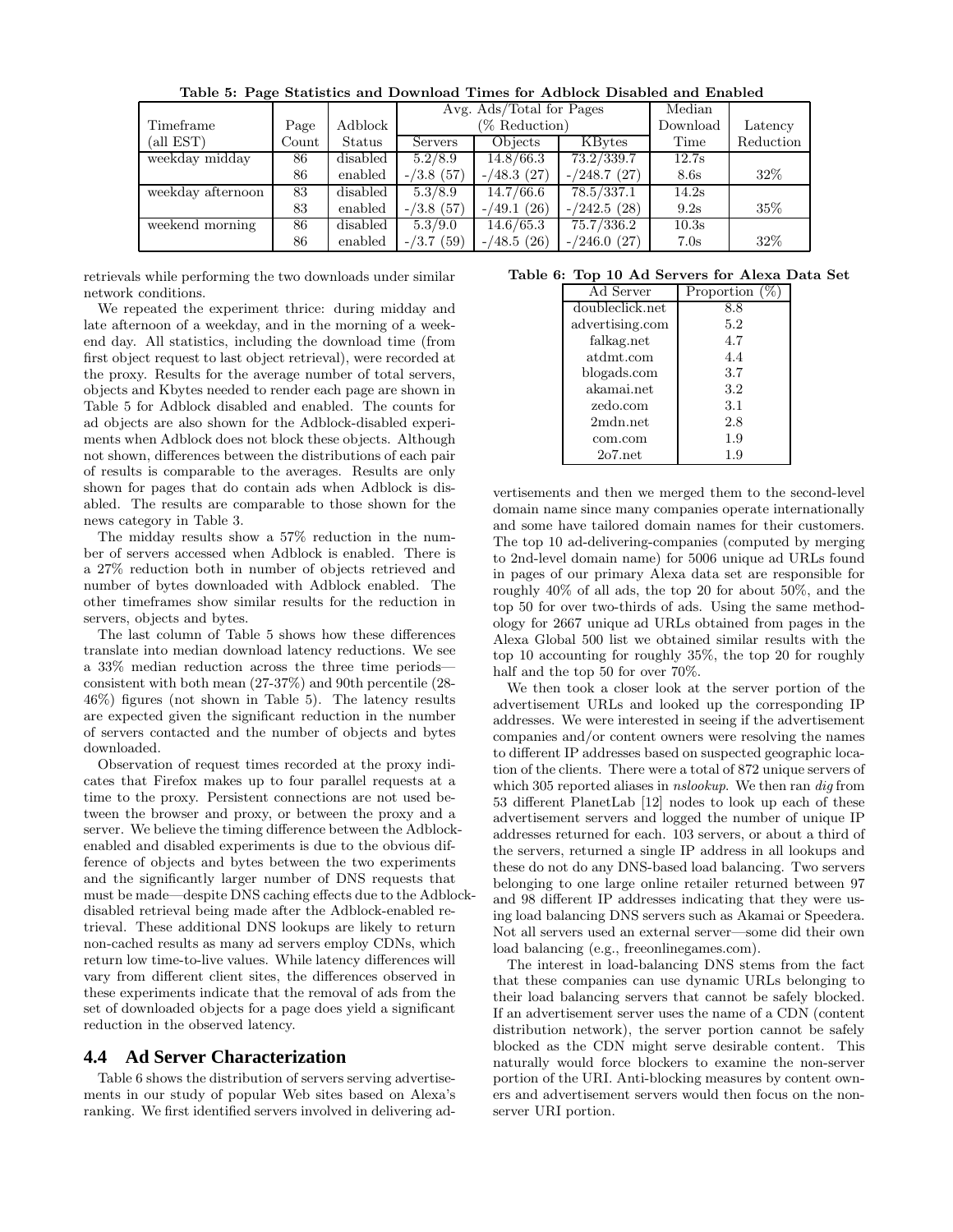**Table 5: Page Statistics and Download Times for Adblock Disabled and Enabled**

| Timeframe | Page | Adblock | Avg. Ads/Total for Pages (% Reduction) | | | Median Download | Latency |
|---|---|---|---|---|---|---|---|
| (all EST) | Count | Status | Servers | Objects | KBytes | Time | Reduction |
| weekday midday | 86 | disabled | 5.2/8.9 | 14.8/66.3 | 73.2/339.7 | 12.7s | |
| | 86 | enabled | -/3.8 (57) | -/48.3 (27) | -/248.7 (27) | 8.6s | 32% |
| weekday afternoon | 83 | disabled | 5.3/8.9 | 14.7/66.6 | 78.5/337.1 | 14.2s | |
| | 83 | enabled | -/3.8 (57) | -/49.1 (26) | -/242.5 (28) | 9.2s | 35% |
| weekend morning | 86 | disabled | 5.3/9.0 | 14.6/65.3 | 75.7/336.2 | 10.3s | |
| | 86 | enabled | -/3.7 (59) | -/48.5 (26) | -/246.0 (27) | 7.0s | 32% |

retrievals while performing the two downloads under similar network conditions.

We repeated the experiment thrice: during midday and late afternoon of a weekday, and in the morning of a weekend day. All statistics, including the download time (from first object request to last object retrieval), were recorded at the proxy. Results for the average number of total servers, objects and Kbytes needed to render each page are shown in Table 5 for Adblock disabled and enabled. The counts for ad objects are also shown for the Adblock-disabled experiments when Adblock does not block these objects. Although not shown, differences between the distributions of each pair of results is comparable to the averages. Results are only shown for pages that do contain ads when Adblock is disabled. The results are comparable to those shown for the news category in Table 3.

The midday results show a 57% reduction in the number of servers accessed when Adblock is enabled. There is a 27% reduction both in number of objects retrieved and number of bytes downloaded with Adblock enabled. The other timeframes show similar results for the reduction in servers, objects and bytes.

The last column of Table 5 shows how these differences translate into median download latency reductions. We see a 33% median reduction across the three time periods—consistent with both mean (27-37%) and 90th percentile (28-46%) figures (not shown in Table 5). The latency results are expected given the significant reduction in the number of servers contacted and the number of objects and bytes downloaded.

Observation of request times recorded at the proxy indicates that Firefox makes up to four parallel requests at a time to the proxy. Persistent connections are not used between the browser and proxy, or between the proxy and a server. We believe the timing difference between the Adblock-enabled and disabled experiments is due to the obvious difference of objects and bytes between the two experiments and the significantly larger number of DNS requests that must be made—despite DNS caching effects due to the Adblock-disabled retrieval being made after the Adblock-enabled retrieval. These additional DNS lookups are likely to return non-cached results as many ad servers employ CDNs, which return low time-to-live values. While latency differences will vary from different client sites, the differences observed in these experiments indicate that the removal of ads from the set of downloaded objects for a page does yield a significant reduction in the observed latency.

## 4.4 Ad Server Characterization

Table 6 shows the distribution of servers serving advertisements in our study of popular Web sites based on Alexa's ranking. We first identified servers involved in delivering advertisements and then we merged them to the second-level domain name since many companies operate internationally and some have tailored domain names for their customers. The top 10 ad-delivering-companies (computed by merging to 2nd-level domain name) for 5006 unique ad URLs found in pages of our primary Alexa data set are responsible for roughly 40% of all ads, the top 20 for about 50%, and the top 50 for over two-thirds of ads. Using the same methodology for 2667 unique ad URLs obtained from pages in the Alexa Global 500 list we obtained similar results with the top 10 accounting for roughly 35%, the top 20 for roughly half and the top 50 for over 70%.

**Table 6: Top 10 Ad Servers for Alexa Data Set**

| Ad Server | Proportion (%) |
|---|---|
| doubleclick.net | 8.8 |
| advertising.com | 5.2 |
| falkag.net | 4.7 |
| atdmt.com | 4.4 |
| blogads.com | 3.7 |
| akamai.net | 3.2 |
| zedo.com | 3.1 |
| 2mdn.net | 2.8 |
| com.com | 1.9 |
| 2o7.net | 1.9 |

We then took a closer look at the server portion of the advertisement URLs and looked up the corresponding IP addresses. We were interested in seeing if the advertisement companies and/or content owners were resolving the names to different IP addresses based on suspected geographic location of the clients. There were a total of 872 unique servers of which 305 reported aliases in *nslookup*. We then ran *dig* from 53 different PlanetLab [12] nodes to look up each of these advertisement servers and logged the number of unique IP addresses returned for each. 103 servers, or about a third of the servers, returned a single IP address in all lookups and these do not do any DNS-based load balancing. Two servers belonging to one large online retailer returned between 97 and 98 different IP addresses indicating that they were using load balancing DNS servers such as Akamai or Speedera. Not all servers used an external server—some did their own load balancing (e.g., freeonlinegames.com).

The interest in load-balancing DNS stems from the fact that these companies can use dynamic URLs belonging to their load balancing servers that cannot be safely blocked. If an advertisement server uses the name of a CDN (content distribution network), the server portion cannot be safely blocked as the CDN might serve desirable content. This naturally would force blockers to examine the non-server portion of the URI. Anti-blocking measures by content owners and advertisement servers would then focus on the non-server URI portion.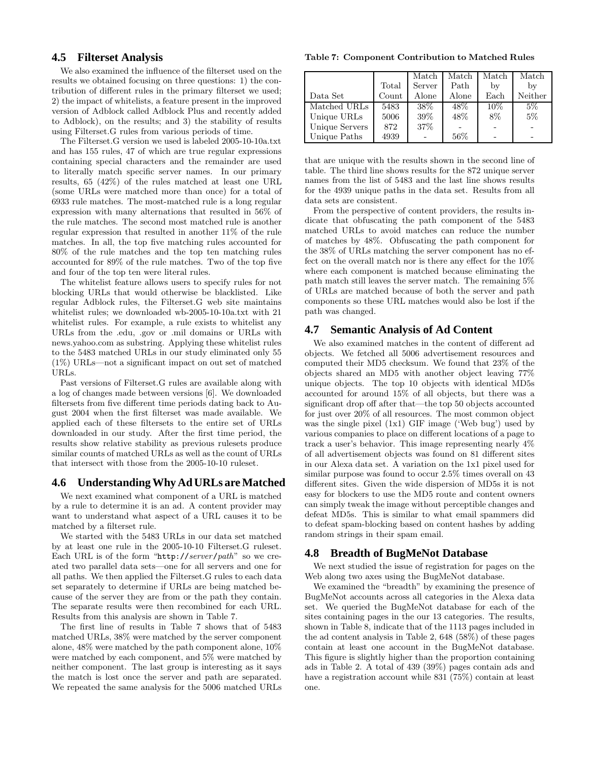## 4.5 Filterset Analysis

We also examined the influence of the filterset used on the results we obtained focusing on three questions: 1) the contribution of different rules in the primary filterset we used; 2) the impact of whitelists, a feature present in the improved version of Adblock called Adblock Plus and recently added to Adblock), on the results; and 3) the stability of results using Filterset.G rules from various periods of time.

The Filterset.G version we used is labeled 2005-10-10a.txt and has 155 rules, 47 of which are true regular expressions containing special characters and the remainder are used to literally match specific server names. In our primary results, 65 (42%) of the rules matched at least one URL (some URLs were matched more than once) for a total of 6933 rule matches. The most-matched rule is a long regular expression with many alternations that resulted in 56% of the rule matches. The second most matched rule is another regular expression that resulted in another 11% of the rule matches. In all, the top five matching rules accounted for 80% of the rule matches and the top ten matching rules accounted for 89% of the rule matches. Two of the top five and four of the top ten were literal rules.

The whitelist feature allows users to specify rules for not blocking URLs that would otherwise be blacklisted. Like regular Adblock rules, the Filterset.G web site maintains whitelist rules; we downloaded wb-2005-10-10a.txt with 21 whitelist rules. For example, a rule exists to whitelist any URLs from the .edu, .gov or .mil domains or URLs with news.yahoo.com as substring. Applying these whitelist rules to the 5483 matched URLs in our study eliminated only 55 (1%) URLs—not a significant impact on out set of matched URLs.

Past versions of Filterset.G rules are available along with a log of changes made between versions [6]. We downloaded filtersets from five different time periods dating back to August 2004 when the first filterset was made available. We applied each of these filtersets to the entire set of URLs downloaded in our study. After the first time period, the results show relative stability as previous rulesets produce similar counts of matched URLs as well as the count of URLs that intersect with those from the 2005-10-10 ruleset.

## 4.6 Understanding Why Ad URLs are Matched

We next examined what component of a URL is matched by a rule to determine it is an ad. A content provider may want to understand what aspect of a URL causes it to be matched by a filterset rule.

We started with the 5483 URLs in our data set matched by at least one rule in the 2005-10-10 Filterset.G ruleset. Each URL is of the form "`http://`*server*/*path*" so we created two parallel data sets—one for all servers and one for all paths. We then applied the Filterset.G rules to each data set separately to determine if URLs are being matched because of the server they are from or the path they contain. The separate results were then recombined for each URL. Results from this analysis are shown in Table 7.

The first line of results in Table 7 shows that of 5483 matched URLs, 38% were matched by the server component alone, 48% were matched by the path component alone, 10% were matched by each component, and 5% were matched by neither component. The last group is interesting as it says the match is lost once the server and path are separated. We repeated the same analysis for the 5006 matched URLs that are unique with the results shown in the second line of table. The third line shows results for the 872 unique server names from the list of 5483 and the last line shows results for the 4939 unique paths in the data set. Results from all data sets are consistent.

**Table 7: Component Contribution to Matched Rules**

| Data Set | Total Count | Match Server Alone | Match Path Alone | Match by Each | Match by Neither |
|---|---|---|---|---|---|
| Matched URLs | 5483 | 38% | 48% | 10% | 5% |
| Unique URLs | 5006 | 39% | 48% | 8% | 5% |
| Unique Servers | 872 | 37% | - | - | - |
| Unique Paths | 4939 | - | 56% | - | - |

From the perspective of content providers, the results indicate that obfuscating the path component of the 5483 matched URLs to avoid matches can reduce the number of matches by 48%. Obfuscating the path component for the 38% of URLs matching the server component has no effect on the overall match nor is there any effect for the 10% where each component is matched because eliminating the path match still leaves the server match. The remaining 5% of URLs are matched because of both the server and path components so these URL matches would also be lost if the path was changed.

## 4.7 Semantic Analysis of Ad Content

We also examined matches in the content of different ad objects. We fetched all 5006 advertisement resources and computed their MD5 checksum. We found that 23% of the objects shared an MD5 with another object leaving 77% unique objects. The top 10 objects with identical MD5s accounted for around 15% of all objects, but there was a significant drop off after that—the top 50 objects accounted for just over 20% of all resources. The most common object was the single pixel (1x1) GIF image ('Web bug') used by various companies to place on different locations of a page to track a user's behavior. This image representing nearly 4% of all advertisement objects was found on 81 different sites in our Alexa data set. A variation on the 1x1 pixel used for similar purpose was found to occur 2.5% times overall on 43 different sites. Given the wide dispersion of MD5s it is not easy for blockers to use the MD5 route and content owners can simply tweak the image without perceptible changes and defeat MD5s. This is similar to what email spammers did to defeat spam-blocking based on content hashes by adding random strings in their spam email.

## 4.8 Breadth of BugMeNot Database

We next studied the issue of registration for pages on the Web along two axes using the BugMeNot database.

We examined the "breadth" by examining the presence of BugMeNot accounts across all categories in the Alexa data set. We queried the BugMeNot database for each of the sites containing pages in the our 13 categories. The results, shown in Table 8, indicate that of the 1113 pages included in the ad content analysis in Table 2, 648 (58%) of these pages contain at least one account in the BugMeNot database. This figure is slightly higher than the proportion containing ads in Table 2. A total of 439 (39%) pages contain ads and have a registration account while 831 (75%) contain at least one.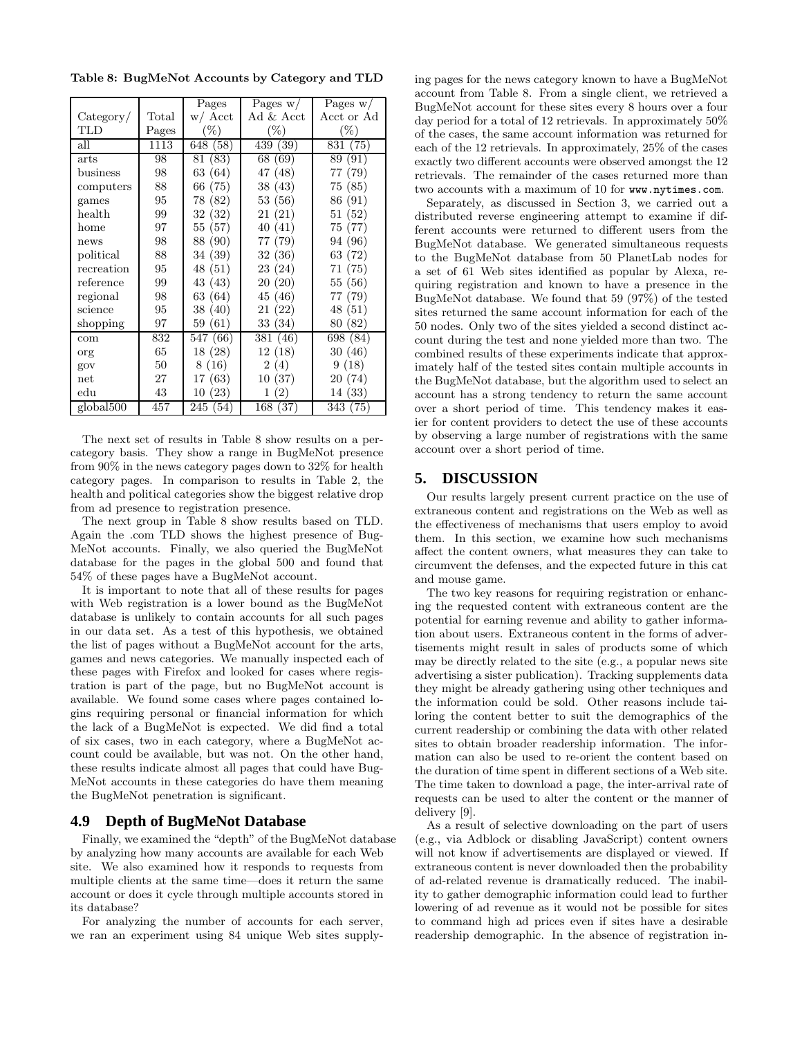**Table 8: BugMeNot Accounts by Category and TLD**

| Category/ TLD | Total Pages | Pages w/ Acct (%) | Pages w/ Ad & Acct (%) | Pages w/ Acct or Ad (%) |
|---|---|---|---|---|
| all | 1113 | 648 (58) | 439 (39) | 831 (75) |
| arts | 98 | 81 (83) | 68 (69) | 89 (91) |
| business | 98 | 63 (64) | 47 (48) | 77 (79) |
| computers | 88 | 66 (75) | 38 (43) | 75 (85) |
| games | 95 | 78 (82) | 53 (56) | 86 (91) |
| health | 99 | 32 (32) | 21 (21) | 51 (52) |
| home | 97 | 55 (57) | 40 (41) | 75 (77) |
| news | 98 | 88 (90) | 77 (79) | 94 (96) |
| political | 88 | 34 (39) | 32 (36) | 63 (72) |
| recreation | 95 | 48 (51) | 23 (24) | 71 (75) |
| reference | 99 | 43 (43) | 20 (20) | 55 (56) |
| regional | 98 | 63 (64) | 45 (46) | 77 (79) |
| science | 95 | 38 (40) | 21 (22) | 48 (51) |
| shopping | 97 | 59 (61) | 33 (34) | 80 (82) |
| com | 832 | 547 (66) | 381 (46) | 698 (84) |
| org | 65 | 18 (28) | 12 (18) | 30 (46) |
| gov | 50 | 8 (16) | 2 (4) | 9 (18) |
| net | 27 | 17 (63) | 10 (37) | 20 (74) |
| edu | 43 | 10 (23) | 1 (2) | 14 (33) |
| global500 | 457 | 245 (54) | 168 (37) | 343 (75) |

The next set of results in Table 8 show results on a per-category basis. They show a range in BugMeNot presence from 90% in the news category pages down to 32% for health category pages. In comparison to results in Table 2, the health and political categories show the biggest relative drop from ad presence to registration presence.

The next group in Table 8 show results based on TLD. Again the .com TLD shows the highest presence of BugMeNot accounts. Finally, we also queried the BugMeNot database for the pages in the global 500 and found that 54% of these pages have a BugMeNot account.

It is important to note that all of these results for pages with Web registration is a lower bound as the BugMeNot database is unlikely to contain accounts for all such pages in our data set. As a test of this hypothesis, we obtained the list of pages without a BugMeNot account for the arts, games and news categories. We manually inspected each of these pages with Firefox and looked for cases where registration is part of the page, but no BugMeNot account is available. We found some cases where pages contained logins requiring personal or financial information for which the lack of a BugMeNot is expected. We did find a total of six cases, two in each category, where a BugMeNot account could be available, but was not. On the other hand, these results indicate almost all pages that could have BugMeNot accounts in these categories do have them meaning the BugMeNot penetration is significant.

## 4.9 Depth of BugMeNot Database

Finally, we examined the "depth" of the BugMeNot database by analyzing how many accounts are available for each Web site. We also examined how it responds to requests from multiple clients at the same time—does it return the same account or does it cycle through multiple accounts stored in its database?

For analyzing the number of accounts for each server, we ran an experiment using 84 unique Web sites supplying pages for the news category known to have a BugMeNot account from Table 8. From a single client, we retrieved a BugMeNot account for these sites every 8 hours over a four day period for a total of 12 retrievals. In approximately 50% of the cases, the same account information was returned for each of the 12 retrievals. In approximately, 25% of the cases exactly two different accounts were observed amongst the 12 retrievals. The remainder of the cases returned more than two accounts with a maximum of 10 for `www.nytimes.com`.

Separately, as discussed in Section 3, we carried out a distributed reverse engineering attempt to examine if different accounts were returned to different users from the BugMeNot database. We generated simultaneous requests to the BugMeNot database from 50 PlanetLab nodes for a set of 61 Web sites identified as popular by Alexa, requiring registration and known to have a presence in the BugMeNot database. We found that 59 (97%) of the tested sites returned the same account information for each of the 50 nodes. Only two of the sites yielded a second distinct account during the test and none yielded more than two. The combined results of these experiments indicate that approximately half of the tested sites contain multiple accounts in the BugMeNot database, but the algorithm used to select an account has a strong tendency to return the same account over a short period of time. This tendency makes it easier for content providers to detect the use of these accounts by observing a large number of registrations with the same account over a short period of time.

# 5. DISCUSSION

Our results largely present current practice on the use of extraneous content and registrations on the Web as well as the effectiveness of mechanisms that users employ to avoid them. In this section, we examine how such mechanisms affect the content owners, what measures they can take to circumvent the defenses, and the expected future in this cat and mouse game.

The two key reasons for requiring registration or enhancing the requested content with extraneous content are the potential for earning revenue and ability to gather information about users. Extraneous content in the forms of advertisements might result in sales of products some of which may be directly related to the site (e.g., a popular news site advertising a sister publication). Tracking supplements data they might be already gathering using other techniques and the information could be sold. Other reasons include tailoring the content better to suit the demographics of the current readership or combining the data with other related sites to obtain broader readership information. The information can also be used to re-orient the content based on the duration of time spent in different sections of a Web site. The time taken to download a page, the inter-arrival rate of requests can be used to alter the content or the manner of delivery [9].

As a result of selective downloading on the part of users (e.g., via Adblock or disabling JavaScript) content owners will not know if advertisements are displayed or viewed. If extraneous content is never downloaded then the probability of ad-related revenue is dramatically reduced. The inability to gather demographic information could lead to further lowering of ad revenue as it would not be possible for sites to command high ad prices even if sites have a desirable readership demographic. In the absence of registration in-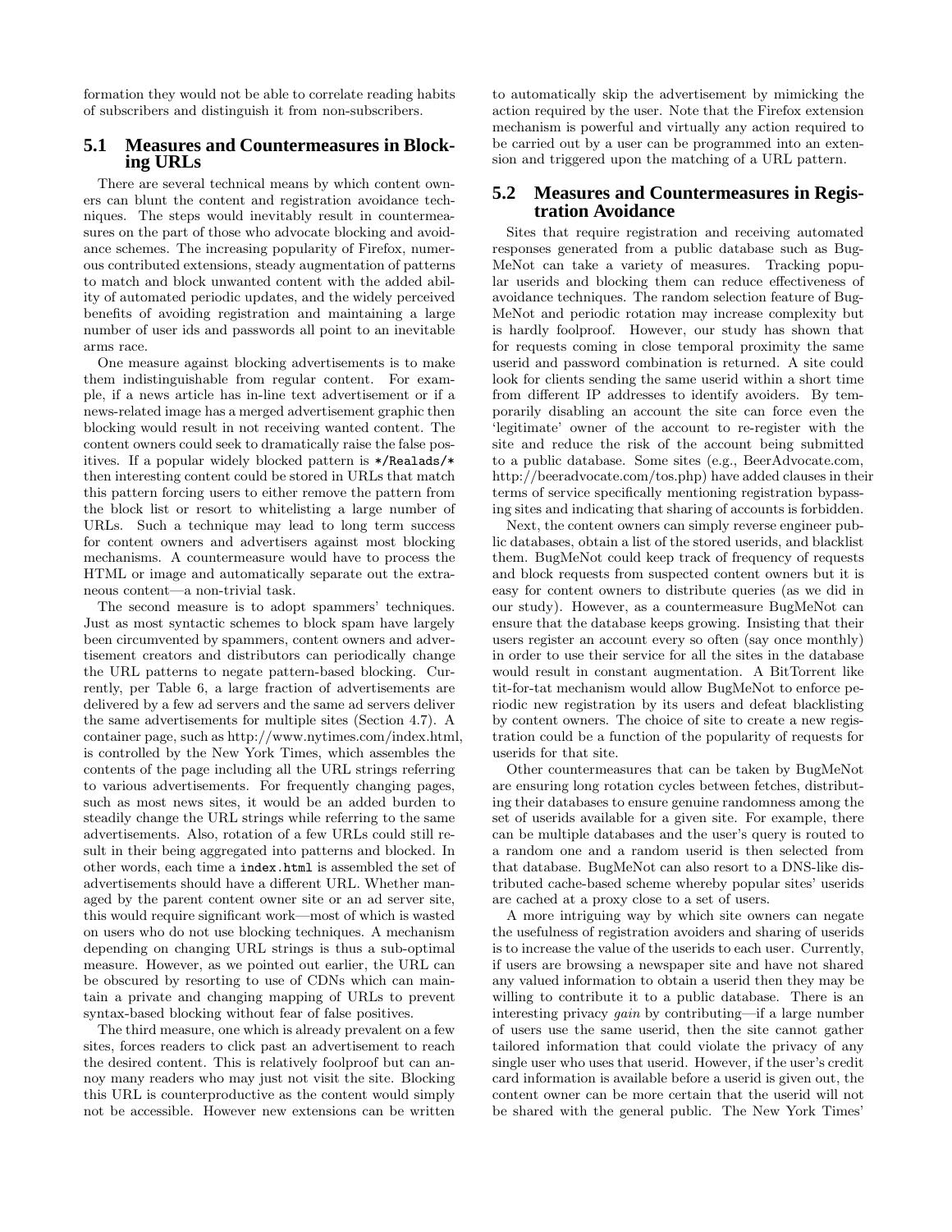formation they would not be able to correlate reading habits of subscribers and distinguish it from non-subscribers.

## 5.1 Measures and Countermeasures in Blocking URLs

There are several technical means by which content owners can blunt the content and registration avoidance techniques. The steps would inevitably result in countermeasures on the part of those who advocate blocking and avoidance schemes. The increasing popularity of Firefox, numerous contributed extensions, steady augmentation of patterns to match and block unwanted content with the added ability of automated periodic updates, and the widely perceived benefits of avoiding registration and maintaining a large number of user ids and passwords all point to an inevitable arms race.

One measure against blocking advertisements is to make them indistinguishable from regular content. For example, if a news article has in-line text advertisement or if a news-related image has a merged advertisement graphic then blocking would result in not receiving wanted content. The content owners could seek to dramatically raise the false positives. If a popular widely blocked pattern is `*/Realads/*` then interesting content could be stored in URLs that match this pattern forcing users to either remove the pattern from the block list or resort to whitelisting a large number of URLs. Such a technique may lead to long term success for content owners and advertisers against most blocking mechanisms. A countermeasure would have to process the HTML or image and automatically separate out the extraneous content—a non-trivial task.

The second measure is to adopt spammers' techniques. Just as most syntactic schemes to block spam have largely been circumvented by spammers, content owners and advertisement creators and distributors can periodically change the URL patterns to negate pattern-based blocking. Currently, per Table 6, a large fraction of advertisements are delivered by a few ad servers and the same ad servers deliver the same advertisements for multiple sites (Section 4.7). A container page, such as http://www.nytimes.com/index.html, is controlled by the New York Times, which assembles the contents of the page including all the URL strings referring to various advertisements. For frequently changing pages, such as most news sites, it would be an added burden to steadily change the URL strings while referring to the same advertisements. Also, rotation of a few URLs could still result in their being aggregated into patterns and blocked. In other words, each time a `index.html` is assembled the set of advertisements should have a different URL. Whether managed by the parent content owner site or an ad server site, this would require significant work—most of which is wasted on users who do not use blocking techniques. A mechanism depending on changing URL strings is thus a sub-optimal measure. However, as we pointed out earlier, the URL can be obscured by resorting to use of CDNs which can maintain a private and changing mapping of URLs to prevent syntax-based blocking without fear of false positives.

The third measure, one which is already prevalent on a few sites, forces readers to click past an advertisement to reach the desired content. This is relatively foolproof but can annoy many readers who may just not visit the site. Blocking this URL is counterproductive as the content would simply not be accessible. However new extensions can be written to automatically skip the advertisement by mimicking the action required by the user. Note that the Firefox extension mechanism is powerful and virtually any action required to be carried out by a user can be programmed into an extension and triggered upon the matching of a URL pattern.

## 5.2 Measures and Countermeasures in Registration Avoidance

Sites that require registration and receiving automated responses generated from a public database such as BugMeNot can take a variety of measures. Tracking popular userids and blocking them can reduce effectiveness of avoidance techniques. The random selection feature of BugMeNot and periodic rotation may increase complexity but is hardly foolproof. However, our study has shown that for requests coming in close temporal proximity the same userid and password combination is returned. A site could look for clients sending the same userid within a short time from different IP addresses to identify avoiders. By temporarily disabling an account the site can force even the 'legitimate' owner of the account to re-register with the site and reduce the risk of the account being submitted to a public database. Some sites (e.g., BeerAdvocate.com, http://beeradvocate.com/tos.php) have added clauses in their terms of service specifically mentioning registration bypassing sites and indicating that sharing of accounts is forbidden.

Next, the content owners can simply reverse engineer public databases, obtain a list of the stored userids, and blacklist them. BugMeNot could keep track of frequency of requests and block requests from suspected content owners but it is easy for content owners to distribute queries (as we did in our study). However, as a countermeasure BugMeNot can ensure that the database keeps growing. Insisting that their users register an account every so often (say once monthly) in order to use their service for all the sites in the database would result in constant augmentation. A BitTorrent like tit-for-tat mechanism would allow BugMeNot to enforce periodic new registration by its users and defeat blacklisting by content owners. The choice of site to create a new registration could be a function of the popularity of requests for userids for that site.

Other countermeasures that can be taken by BugMeNot are ensuring long rotation cycles between fetches, distributing their databases to ensure genuine randomness among the set of userids available for a given site. For example, there can be multiple databases and the user's query is routed to a random one and a random userid is then selected from that database. BugMeNot can also resort to a DNS-like distributed cache-based scheme whereby popular sites' userids are cached at a proxy close to a set of users.

A more intriguing way by which site owners can negate the usefulness of registration avoiders and sharing of userids is to increase the value of the userids to each user. Currently, if users are browsing a newspaper site and have not shared any valued information to obtain a userid then they may be willing to contribute it to a public database. There is an interesting privacy *gain* by contributing—if a large number of users use the same userid, then the site cannot gather tailored information that could violate the privacy of any single user who uses that userid. However, if the user's credit card information is available before a userid is given out, the content owner can be more certain that the userid will not be shared with the general public. The New York Times'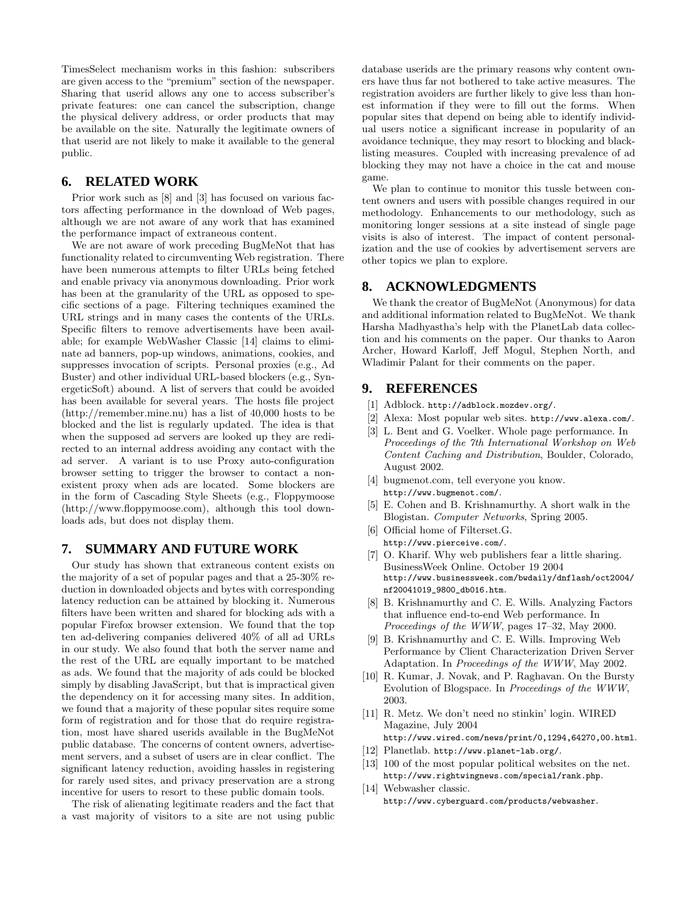TimesSelect mechanism works in this fashion: subscribers are given access to the "premium" section of the newspaper. Sharing that userid allows any one to access subscriber's private features: one can cancel the subscription, change the physical delivery address, or order products that may be available on the site. Naturally the legitimate owners of that userid are not likely to make it available to the general public.

## 6. RELATED WORK

Prior work such as [8] and [3] has focused on various factors affecting performance in the download of Web pages, although we are not aware of any work that has examined the performance impact of extraneous content.

We are not aware of work preceding BugMeNot that has functionality related to circumventing Web registration. There have been numerous attempts to filter URLs being fetched and enable privacy via anonymous downloading. Prior work has been at the granularity of the URL as opposed to specific sections of a page. Filtering techniques examined the URL strings and in many cases the contents of the URLs. Specific filters to remove advertisements have been available; for example WebWasher Classic [14] claims to eliminate ad banners, pop-up windows, animations, cookies, and suppresses invocation of scripts. Personal proxies (e.g., Ad Buster) and other individual URL-based blockers (e.g., SynergeticSoft) abound. A list of servers that could be avoided has been available for several years. The hosts file project (http://remember.mine.nu) has a list of 40,000 hosts to be blocked and the list is regularly updated. The idea is that when the supposed ad servers are looked up they are redirected to an internal address avoiding any contact with the ad server. A variant is to use Proxy auto-configuration browser setting to trigger the browser to contact a non-existent proxy when ads are located. Some blockers are in the form of Cascading Style Sheets (e.g., Floppymoose (http://www.floppymoose.com), although this tool downloads ads, but does not display them.

## 7. SUMMARY AND FUTURE WORK

Our study has shown that extraneous content exists on the majority of a set of popular pages and that a 25-30% reduction in downloaded objects and bytes with corresponding latency reduction can be attained by blocking it. Numerous filters have been written and shared for blocking ads with a popular Firefox browser extension. We found that the top ten ad-delivering companies delivered 40% of all ad URLs in our study. We also found that both the server name and the rest of the URL are equally important to be matched as ads. We found that the majority of ads could be blocked simply by disabling JavaScript, but that is impractical given the dependency on it for accessing many sites. In addition, we found that a majority of these popular sites require some form of registration and for those that do require registration, most have shared userids available in the BugMeNot public database. The concerns of content owners, advertisement servers, and a subset of users are in clear conflict. The significant latency reduction, avoiding hassles in registering for rarely used sites, and privacy preservation are a strong incentive for users to resort to these public domain tools.

The risk of alienating legitimate readers and the fact that a vast majority of visitors to a site are not using public database userids are the primary reasons why content owners have thus far not bothered to take active measures. The registration avoiders are further likely to give less than honest information if they were to fill out the forms. When popular sites that depend on being able to identify individual users notice a significant increase in popularity of an avoidance technique, they may resort to blocking and blacklisting measures. Coupled with increasing prevalence of ad blocking they may not have a choice in the cat and mouse game.

We plan to continue to monitor this tussle between content owners and users with possible changes required in our methodology. Enhancements to our methodology, such as monitoring longer sessions at a site instead of single page visits is also of interest. The impact of content personalization and the use of cookies by advertisement servers are other topics we plan to explore.

## 8. ACKNOWLEDGMENTS

We thank the creator of BugMeNot (Anonymous) for data and additional information related to BugMeNot. We thank Harsha Madhyastha's help with the PlanetLab data collection and his comments on the paper. Our thanks to Aaron Archer, Howard Karloff, Jeff Mogul, Stephen North, and Wladimir Palant for their comments on the paper.

## 9. REFERENCES

[1] Adblock. http://adblock.mozdev.org/.

[2] Alexa: Most popular web sites. http://www.alexa.com/.

[3] L. Bent and G. Voelker. Whole page performance. In *Proceedings of the 7th International Workshop on Web Content Caching and Distribution*, Boulder, Colorado, August 2002.

[4] bugmenot.com, tell everyone you know. http://www.bugmenot.com/.

[5] E. Cohen and B. Krishnamurthy. A short walk in the Blogistan. *Computer Networks*, Spring 2005.

[6] Official home of Filterset.G. http://www.pierceive.com/.

[7] O. Kharif. Why web publishers fear a little sharing. BusinessWeek Online. October 19 2004 http://www.businessweek.com/bwdaily/dnflash/oct2004/nf20041019_9800_db016.htm.

[8] B. Krishnamurthy and C. E. Wills. Analyzing Factors that influence end-to-end Web performance. In *Proceedings of the WWW*, pages 17–32, May 2000.

[9] B. Krishnamurthy and C. E. Wills. Improving Web Performance by Client Characterization Driven Server Adaptation. In *Proceedings of the WWW*, May 2002.

[10] R. Kumar, J. Novak, and P. Raghavan. On the Bursty Evolution of Blogspace. In *Proceedings of the WWW*, 2003.

[11] R. Metz. We don't need no stinkin' login. WIRED Magazine, July 2004 http://www.wired.com/news/print/0,1294,64270,00.html.

[12] Planetlab. http://www.planet-lab.org/.

[13] 100 of the most popular political websites on the net. http://www.rightwingnews.com/special/rank.php.

[14] Webwasher classic. http://www.cyberguard.com/products/webwasher.